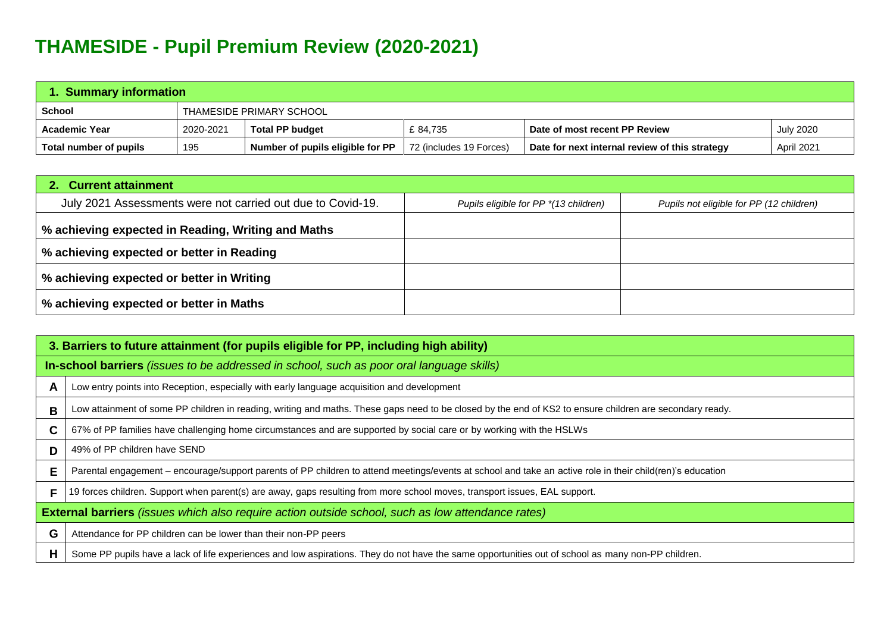# THAMESIDE - Pupil Premium Review (2020-2021)

| 1. Summary information | | | | | |
|---|---|---|---|---|---|
| **School** | THAMESIDE PRIMARY SCHOOL | | | | |
| **Academic Year** | 2020-2021 | **Total PP budget** | £ 84,735 | **Date of most recent PP Review** | July 2020 |
| **Total number of pupils** | 195 | **Number of pupils eligible for PP** | 72 (includes 19 Forces) | **Date for next internal review of this strategy** | April 2021 |

| 2. Current attainment | | |
|---|---|---|
| July 2021 Assessments were not carried out due to Covid-19. | *Pupils eligible for PP \*(13 children)* | *Pupils not eligible for PP (12 children)* |
| **% achieving expected in Reading, Writing and Maths** | | |
| **% achieving expected or better in Reading** | | |
| **% achieving expected or better in Writing** | | |
| **% achieving expected or better in Maths** | | |

| 3. Barriers to future attainment (for pupils eligible for PP, including high ability) | |
|---|---|
| **In-school barriers** *(issues to be addressed in school, such as poor oral language skills)* | |
| **A** | Low entry points into Reception, especially with early language acquisition and development |
| **B** | Low attainment of some PP children in reading, writing and maths. These gaps need to be closed by the end of KS2 to ensure children are secondary ready. |
| **C** | 67% of PP families have challenging home circumstances and are supported by social care or by working with the HSLWs |
| **D** | 49% of PP children have SEND |
| **E** | Parental engagement – encourage/support parents of PP children to attend meetings/events at school and take an active role in their child(ren)'s education |
| **F** | 19 forces children. Support when parent(s) are away, gaps resulting from more school moves, transport issues, EAL support. |
| **External barriers** *(issues which also require action outside school, such as low attendance rates)* | |
| **G** | Attendance for PP children can be lower than their non-PP peers |
| **H** | Some PP pupils have a lack of life experiences and low aspirations. They do not have the same opportunities out of school as many non-PP children. |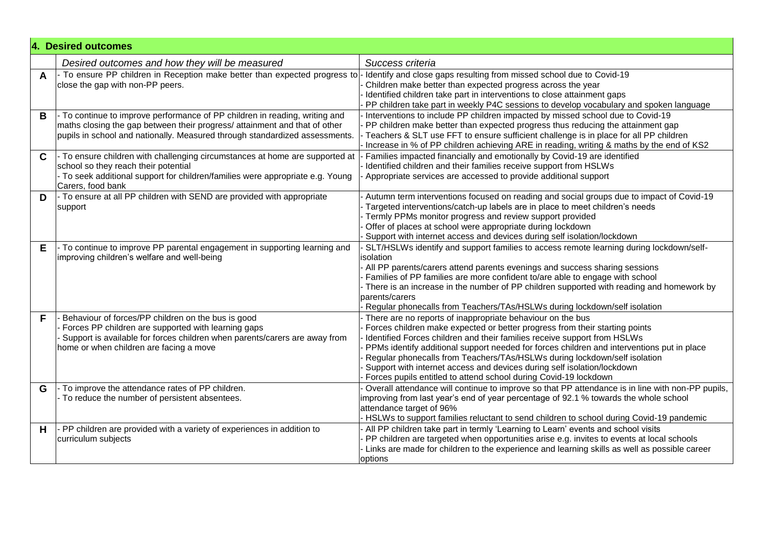| 4. Desired outcomes | | |
|---|---|---|
| | *Desired outcomes and how they will be measured* | *Success criteria* |
| **A** | - To ensure PP children in Reception make better than expected progress to close the gap with non-PP peers. | - Identify and close gaps resulting from missed school due to Covid-19<br>- Children make better than expected progress across the year<br>- Identified children take part in interventions to close attainment gaps<br>- PP children take part in weekly P4C sessions to develop vocabulary and spoken language |
| **B** | - To continue to improve performance of PP children in reading, writing and maths closing the gap between their progress/ attainment and that of other pupils in school and nationally. Measured through standardized assessments. | - Interventions to include PP children impacted by missed school due to Covid-19<br>- PP children make better than expected progress thus reducing the attainment gap<br>- Teachers & SLT use FFT to ensure sufficient challenge is in place for all PP children<br>- Increase in % of PP children achieving ARE in reading, writing & maths by the end of KS2 |
| **C** | - To ensure children with challenging circumstances at home are supported at school so they reach their potential<br>- To seek additional support for children/families were appropriate e.g. Young Carers, food bank | - Families impacted financially and emotionally by Covid-19 are identified<br>- Identified children and their families receive support from HSLWs<br>- Appropriate services are accessed to provide additional support |
| **D** | - To ensure at all PP children with SEND are provided with appropriate support | - Autumn term interventions focused on reading and social groups due to impact of Covid-19<br>- Targeted interventions/catch-up labels are in place to meet children's needs<br>- Termly PPMs monitor progress and review support provided<br>- Offer of places at school were appropriate during lockdown<br>- Support with internet access and devices during self isolation/lockdown |
| **E** | - To continue to improve PP parental engagement in supporting learning and improving children's welfare and well-being | - SLT/HSLWs identify and support families to access remote learning during lockdown/self-isolation<br>- All PP parents/carers attend parents evenings and success sharing sessions<br>- Families of PP families are more confident to/are able to engage with school<br>- There is an increase in the number of PP children supported with reading and homework by parents/carers<br>- Regular phonecalls from Teachers/TAs/HSLWs during lockdown/self isolation |
| **F** | - Behaviour of forces/PP children on the bus is good<br>- Forces PP children are supported with learning gaps<br>- Support is available for forces children when parents/carers are away from home or when children are facing a move | - There are no reports of inappropriate behaviour on the bus<br>- Forces children make expected or better progress from their starting points<br>- Identified Forces children and their families receive support from HSLWs<br>- PPMs identify additional support needed for forces children and interventions put in place<br>- Regular phonecalls from Teachers/TAs/HSLWs during lockdown/self isolation<br>- Support with internet access and devices during self isolation/lockdown<br>- Forces pupils entitled to attend school during Covid-19 lockdown |
| **G** | - To improve the attendance rates of PP children.<br>- To reduce the number of persistent absentees. | - Overall attendance will continue to improve so that PP attendance is in line with non-PP pupils, improving from last year's end of year percentage of 92.1 % towards the whole school attendance target of 96%<br>- HSLWs to support families reluctant to send children to school during Covid-19 pandemic |
| **H** | - PP children are provided with a variety of experiences in addition to curriculum subjects | - All PP children take part in termly 'Learning to Learn' events and school visits<br>- PP children are targeted when opportunities arise e.g. invites to events at local schools<br>- Links are made for children to the experience and learning skills as well as possible career options |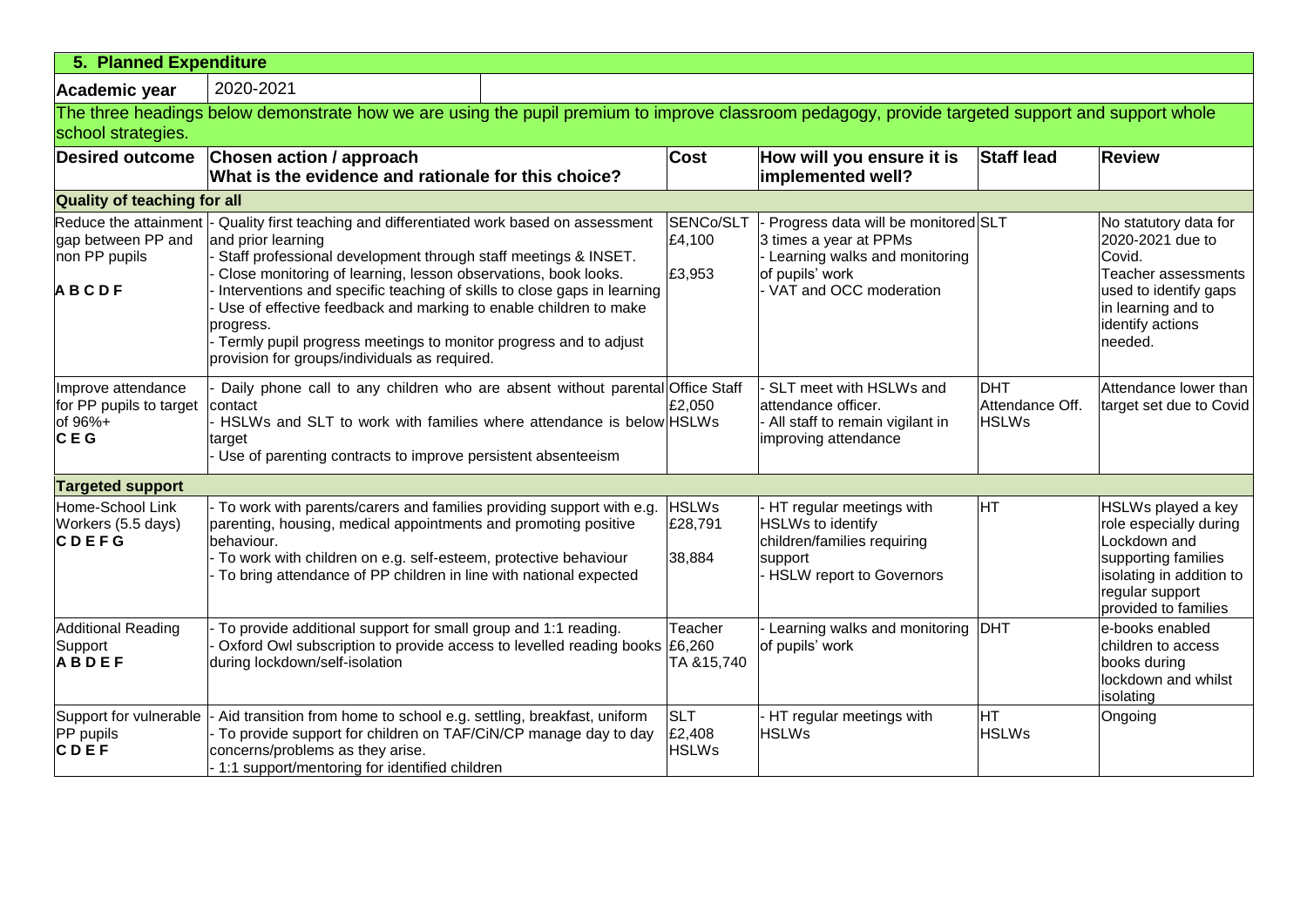## 5. Planned Expenditure

| Academic year | 2020-2021 |
|---|---|

The three headings below demonstrate how we are using the pupil premium to improve classroom pedagogy, provide targeted support and support whole school strategies.

| Desired outcome | Chosen action / approach<br>What is the evidence and rationale for this choice? | Cost | How will you ensure it is implemented well? | Staff lead | Review |
|---|---|---|---|---|---|
| **Quality of teaching for all** | | | | | |
| Reduce the attainment gap between PP and non PP pupils<br>**A B C D F** | - Quality first teaching and differentiated work based on assessment and prior learning<br>- Staff professional development through staff meetings & INSET.<br>- Close monitoring of learning, lesson observations, book looks.<br>- Interventions and specific teaching of skills to close gaps in learning<br>- Use of effective feedback and marking to enable children to make progress.<br>- Termly pupil progress meetings to monitor progress and to adjust provision for groups/individuals as required. | SENCo/SLT<br>£4,100<br><br>£3,953 | - Progress data will be monitored 3 times a year at PPMs<br>- Learning walks and monitoring of pupils' work<br>- VAT and OCC moderation | SLT | No statutory data for 2020-2021 due to Covid.<br>Teacher assessments used to identify gaps in learning and to identify actions needed. |
| Improve attendance for PP pupils to target of 96%+<br>**C E G** | - Daily phone call to any children who are absent without parental contact<br>- HSLWs and SLT to work with families where attendance is below target<br>- Use of parenting contracts to improve persistent absenteeism | Office Staff<br>£2,050<br>HSLWs | - SLT meet with HSLWs and attendance officer.<br>- All staff to remain vigilant in improving attendance | DHT<br>Attendance Off.<br>HSLWs | Attendance lower than target set due to Covid |
| **Targeted support** | | | | | |
| Home-School Link Workers (5.5 days)<br>**C D E F G** | - To work with parents/carers and families providing support with e.g. parenting, housing, medical appointments and promoting positive behaviour.<br>- To work with children on e.g. self-esteem, protective behaviour<br>- To bring attendance of PP children in line with national expected | HSLWs<br>£28,791<br><br>38,884 | - HT regular meetings with HSLWs to identify children/families requiring support<br>- HSLW report to Governors | HT | HSLWs played a key role especially during Lockdown and supporting families isolating in addition to regular support provided to families |
| Additional Reading Support<br>**A B D E F** | - To provide additional support for small group and 1:1 reading.<br>- Oxford Owl subscription to provide access to levelled reading books during lockdown/self-isolation | Teacher<br>£6,260<br>TA &15,740 | - Learning walks and monitoring of pupils' work | DHT | e-books enabled children to access books during lockdown and whilst isolating |
| Support for vulnerable PP pupils<br>**C D E F** | - Aid transition from home to school e.g. settling, breakfast, uniform<br>- To provide support for children on TAF/CiN/CP manage day to day concerns/problems as they arise.<br>- 1:1 support/mentoring for identified children | SLT<br>£2,408<br>HSLWs | - HT regular meetings with HSLWs | HT<br>HSLWs | Ongoing |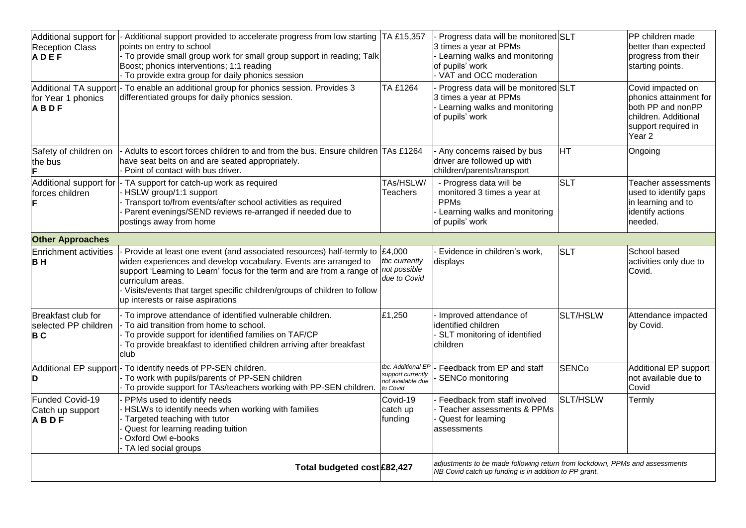| | | | | | |
|---|---|---|---|---|---|
| Additional support for Reception Class **A D E F** | - Additional support provided to accelerate progress from low starting points on entry to school<br>- To provide small group work for small group support in reading; Talk Boost; phonics interventions; 1:1 reading<br>- To provide extra group for daily phonics session | TA £15,357 | - Progress data will be monitored 3 times a year at PPMs<br>- Learning walks and monitoring of pupils' work<br>- VAT and OCC moderation | SLT | PP children made better than expected progress from their starting points. |
| Additional TA support for Year 1 phonics **A B D F** | - To enable an additional group for phonics session. Provides 3 differentiated groups for daily phonics session. | TA £1264 | - Progress data will be monitored 3 times a year at PPMs<br>- Learning walks and monitoring of pupils' work | SLT | Covid impacted on phonics attainment for both PP and nonPP children. Additional support required in Year 2 |
| Safety of children on the bus **F** | - Adults to escort forces children to and from the bus. Ensure children have seat belts on and are seated appropriately.<br>- Point of contact with bus driver. | TAs £1264 | - Any concerns raised by bus driver are followed up with children/parents/transport | HT | Ongoing |
| Additional support for forces children **F** | - TA support for catch-up work as required<br>- HSLW group/1:1 support<br>- Transport to/from events/after school activities as required<br>- Parent evenings/SEND reviews re-arranged if needed due to postings away from home | TAs/HSLW/ Teachers | - Progress data will be monitored 3 times a year at PPMs<br>- Learning walks and monitoring of pupils' work | SLT | Teacher assessments used to identify gaps in learning and to identify actions needed. |
| **Other Approaches** | | | | | |
| Enrichment activities **B H** | - Provide at least one event (and associated resources) half-termly to widen experiences and develop vocabulary. Events are arranged to support 'Learning to Learn' focus for the term and are from a range of curriculum areas.<br>- Visits/events that target specific children/groups of children to follow up interests or raise aspirations | £4,000 *tbc currently not possible due to Covid* | - Evidence in children's work, displays | SLT | School based activities only due to Covid. |
| Breakfast club for selected PP children **B C** | - To improve attendance of identified vulnerable children.<br>- To aid transition from home to school.<br>- To provide support for identified families on TAF/CP<br>- To provide breakfast to identified children arriving after breakfast club | £1,250 | - Improved attendance of identified children<br>- SLT monitoring of identified children | SLT/HSLW | Attendance impacted by Covid. |
| Additional EP support **D** | - To identify needs of PP-SEN children.<br>- To work with pupils/parents of PP-SEN children<br>- To provide support for TAs/teachers working with PP-SEN children. | *tbc. Additional EP support currently not available due to Covid* | - Feedback from EP and staff<br>- SENCo monitoring | SENCo | Additional EP support not available due to Covid |
| Funded Covid-19 Catch up support **A B D F** | - PPMs used to identify needs<br>- HSLWs to identify needs when working with families<br>- Targeted teaching with tutor<br>- Quest for learning reading tuition<br>- Oxford Owl e-books<br>- TA led social groups | Covid-19 catch up funding | - Feedback from staff involved<br>- Teacher assessments & PPMs<br>- Quest for learning assessments | SLT/HSLW | Termly |
| | **Total budgeted cost** | **£82,427** | *adjustments to be made following return from lockdown, PPMs and assessments*<br>*NB Covid catch up funding is in addition to PP grant.* | | |